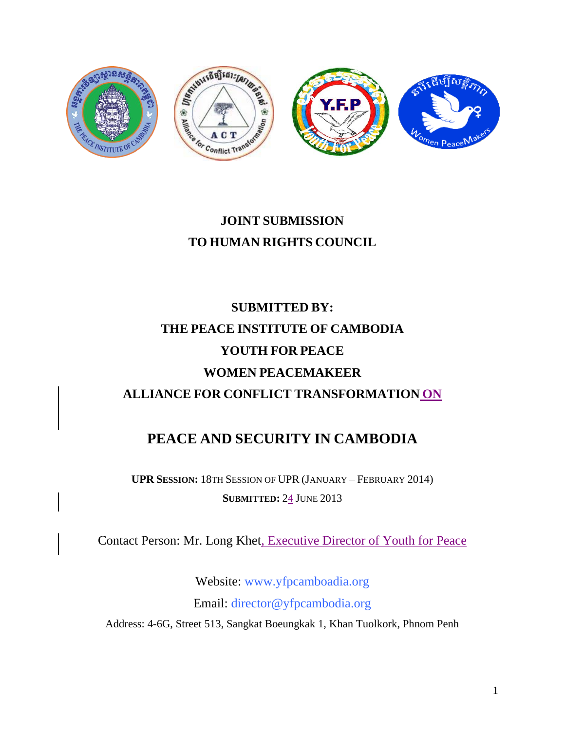# JOINT SUBMISSION
# TO HUMAN RIGHTS COUNCIL

## SUBMITTED BY:
## THE PEACE INSTITUTE OF CAMBODIA
## YOUTH FOR PEACE
## WOMEN PEACEMAKEER
## ALLIANCE FOR CONFLICT TRANSFORMATION ON

# PEACE AND SECURITY IN CAMBODIA

**UPR SESSION:** 18TH SESSION OF UPR (JANUARY – FEBRUARY 2014)

**SUBMITTED:** 24 JUNE 2013

Contact Person: Mr. Long Khet, Executive Director of Youth for Peace

Website: www.yfpcamboadia.org

Email: director@yfpcambodia.org

Address: 4-6G, Street 513, Sangkat Boeungkak 1, Khan Tuolkork, Phnom Penh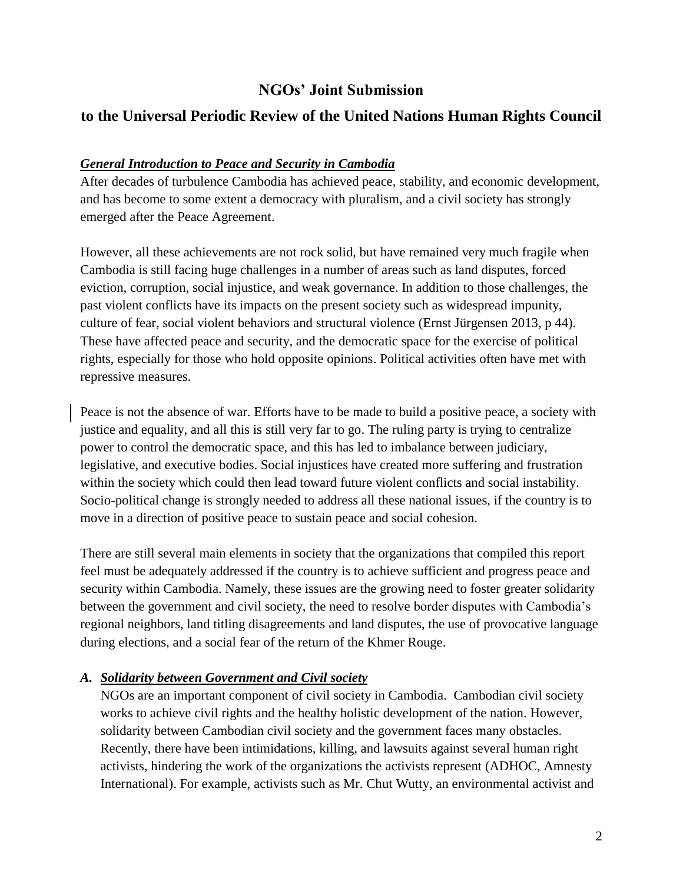# NGOs' Joint Submission

# to the Universal Periodic Review of the United Nations Human Rights Council

***General Introduction to Peace and Security in Cambodia***

After decades of turbulence Cambodia has achieved peace, stability, and economic development, and has become to some extent a democracy with pluralism, and a civil society has strongly emerged after the Peace Agreement.

However, all these achievements are not rock solid, but have remained very much fragile when Cambodia is still facing huge challenges in a number of areas such as land disputes, forced eviction, corruption, social injustice, and weak governance. In addition to those challenges, the past violent conflicts have its impacts on the present society such as widespread impunity, culture of fear, social violent behaviors and structural violence (Ernst Jürgensen 2013, p 44). These have affected peace and security, and the democratic space for the exercise of political rights, especially for those who hold opposite opinions. Political activities often have met with repressive measures.

Peace is not the absence of war. Efforts have to be made to build a positive peace, a society with justice and equality, and all this is still very far to go. The ruling party is trying to centralize power to control the democratic space, and this has led to imbalance between judiciary, legislative, and executive bodies. Social injustices have created more suffering and frustration within the society which could then lead toward future violent conflicts and social instability. Socio-political change is strongly needed to address all these national issues, if the country is to move in a direction of positive peace to sustain peace and social cohesion.

There are still several main elements in society that the organizations that compiled this report feel must be adequately addressed if the country is to achieve sufficient and progress peace and security within Cambodia. Namely, these issues are the growing need to foster greater solidarity between the government and civil society, the need to resolve border disputes with Cambodia's regional neighbors, land titling disagreements and land disputes, the use of provocative language during elections, and a social fear of the return of the Khmer Rouge.

***A. Solidarity between Government and Civil society***

NGOs are an important component of civil society in Cambodia. Cambodian civil society works to achieve civil rights and the healthy holistic development of the nation. However, solidarity between Cambodian civil society and the government faces many obstacles. Recently, there have been intimidations, killing, and lawsuits against several human right activists, hindering the work of the organizations the activists represent (ADHOC, Amnesty International). For example, activists such as Mr. Chut Wutty, an environmental activist and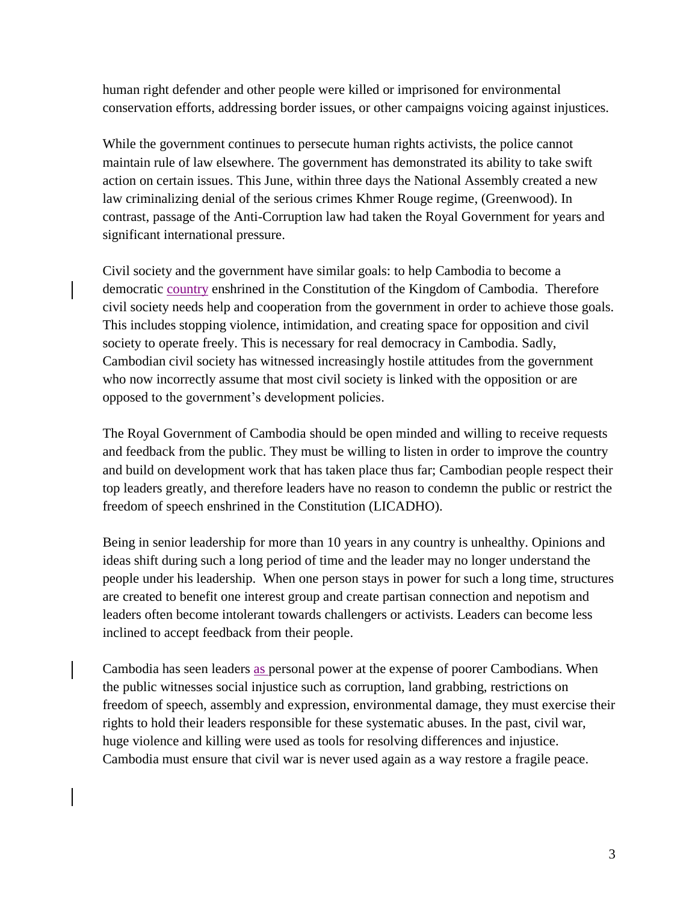human right defender and other people were killed or imprisoned for environmental conservation efforts, addressing border issues, or other campaigns voicing against injustices.

While the government continues to persecute human rights activists, the police cannot maintain rule of law elsewhere. The government has demonstrated its ability to take swift action on certain issues. This June, within three days the National Assembly created a new law criminalizing denial of the serious crimes Khmer Rouge regime, (Greenwood). In contrast, passage of the Anti-Corruption law had taken the Royal Government for years and significant international pressure.

Civil society and the government have similar goals: to help Cambodia to become a democratic country enshrined in the Constitution of the Kingdom of Cambodia. Therefore civil society needs help and cooperation from the government in order to achieve those goals. This includes stopping violence, intimidation, and creating space for opposition and civil society to operate freely. This is necessary for real democracy in Cambodia. Sadly, Cambodian civil society has witnessed increasingly hostile attitudes from the government who now incorrectly assume that most civil society is linked with the opposition or are opposed to the government's development policies.

The Royal Government of Cambodia should be open minded and willing to receive requests and feedback from the public. They must be willing to listen in order to improve the country and build on development work that has taken place thus far; Cambodian people respect their top leaders greatly, and therefore leaders have no reason to condemn the public or restrict the freedom of speech enshrined in the Constitution (LICADHO).

Being in senior leadership for more than 10 years in any country is unhealthy. Opinions and ideas shift during such a long period of time and the leader may no longer understand the people under his leadership. When one person stays in power for such a long time, structures are created to benefit one interest group and create partisan connection and nepotism and leaders often become intolerant towards challengers or activists. Leaders can become less inclined to accept feedback from their people.

Cambodia has seen leaders as personal power at the expense of poorer Cambodians. When the public witnesses social injustice such as corruption, land grabbing, restrictions on freedom of speech, assembly and expression, environmental damage, they must exercise their rights to hold their leaders responsible for these systematic abuses. In the past, civil war, huge violence and killing were used as tools for resolving differences and injustice. Cambodia must ensure that civil war is never used again as a way restore a fragile peace.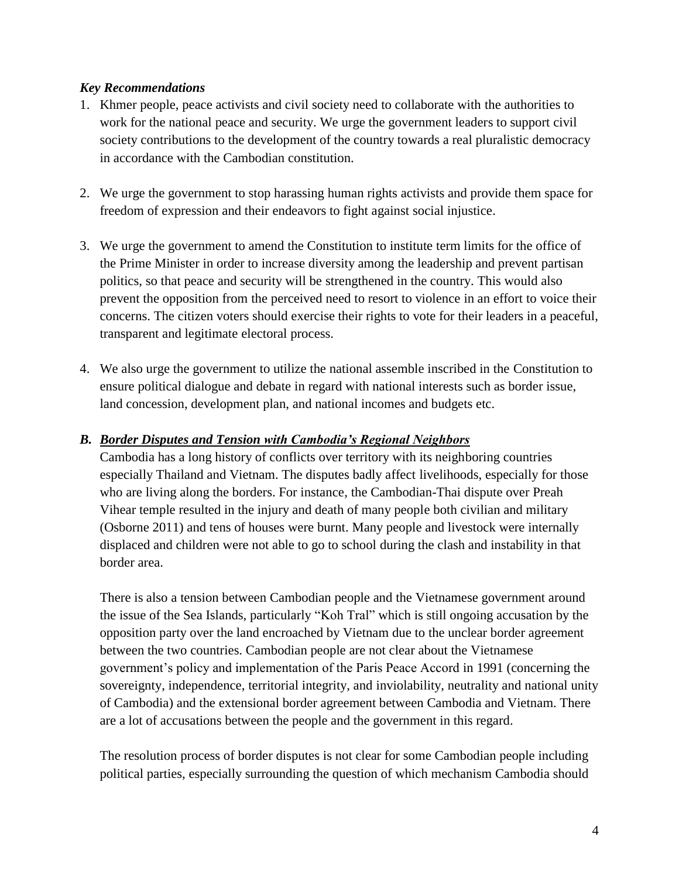***Key Recommendations***

1. Khmer people, peace activists and civil society need to collaborate with the authorities to work for the national peace and security. We urge the government leaders to support civil society contributions to the development of the country towards a real pluralistic democracy in accordance with the Cambodian constitution.

2. We urge the government to stop harassing human rights activists and provide them space for freedom of expression and their endeavors to fight against social injustice.

3. We urge the government to amend the Constitution to institute term limits for the office of the Prime Minister in order to increase diversity among the leadership and prevent partisan politics, so that peace and security will be strengthened in the country. This would also prevent the opposition from the perceived need to resort to violence in an effort to voice their concerns. The citizen voters should exercise their rights to vote for their leaders in a peaceful, transparent and legitimate electoral process.

4. We also urge the government to utilize the national assemble inscribed in the Constitution to ensure political dialogue and debate in regard with national interests such as border issue, land concession, development plan, and national incomes and budgets etc.

### ***B. Border Disputes and Tension with Cambodia's Regional Neighbors***

Cambodia has a long history of conflicts over territory with its neighboring countries especially Thailand and Vietnam. The disputes badly affect livelihoods, especially for those who are living along the borders. For instance, the Cambodian-Thai dispute over Preah Vihear temple resulted in the injury and death of many people both civilian and military (Osborne 2011) and tens of houses were burnt. Many people and livestock were internally displaced and children were not able to go to school during the clash and instability in that border area.

There is also a tension between Cambodian people and the Vietnamese government around the issue of the Sea Islands, particularly "Koh Tral" which is still ongoing accusation by the opposition party over the land encroached by Vietnam due to the unclear border agreement between the two countries. Cambodian people are not clear about the Vietnamese government's policy and implementation of the Paris Peace Accord in 1991 (concerning the sovereignty, independence, territorial integrity, and inviolability, neutrality and national unity of Cambodia) and the extensional border agreement between Cambodia and Vietnam. There are a lot of accusations between the people and the government in this regard.

The resolution process of border disputes is not clear for some Cambodian people including political parties, especially surrounding the question of which mechanism Cambodia should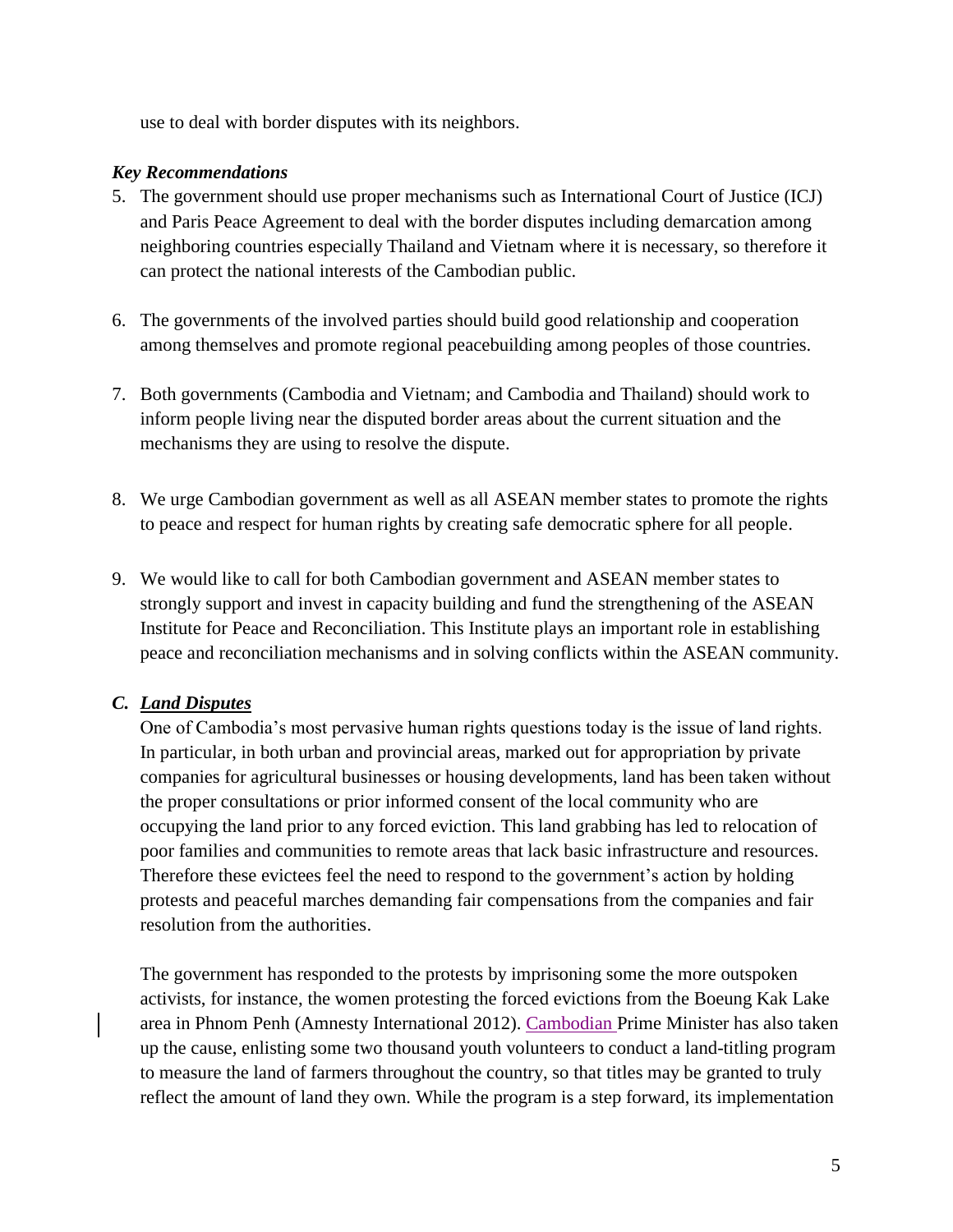use to deal with border disputes with its neighbors.

***Key Recommendations***

5. The government should use proper mechanisms such as International Court of Justice (ICJ) and Paris Peace Agreement to deal with the border disputes including demarcation among neighboring countries especially Thailand and Vietnam where it is necessary, so therefore it can protect the national interests of the Cambodian public.

6. The governments of the involved parties should build good relationship and cooperation among themselves and promote regional peacebuilding among peoples of those countries.

7. Both governments (Cambodia and Vietnam; and Cambodia and Thailand) should work to inform people living near the disputed border areas about the current situation and the mechanisms they are using to resolve the dispute.

8. We urge Cambodian government as well as all ASEAN member states to promote the rights to peace and respect for human rights by creating safe democratic sphere for all people.

9. We would like to call for both Cambodian government and ASEAN member states to strongly support and invest in capacity building and fund the strengthening of the ASEAN Institute for Peace and Reconciliation. This Institute plays an important role in establishing peace and reconciliation mechanisms and in solving conflicts within the ASEAN community.

### *C. Land Disputes*

One of Cambodia's most pervasive human rights questions today is the issue of land rights. In particular, in both urban and provincial areas, marked out for appropriation by private companies for agricultural businesses or housing developments, land has been taken without the proper consultations or prior informed consent of the local community who are occupying the land prior to any forced eviction. This land grabbing has led to relocation of poor families and communities to remote areas that lack basic infrastructure and resources. Therefore these evictees feel the need to respond to the government's action by holding protests and peaceful marches demanding fair compensations from the companies and fair resolution from the authorities.

The government has responded to the protests by imprisoning some the more outspoken activists, for instance, the women protesting the forced evictions from the Boeung Kak Lake area in Phnom Penh (Amnesty International 2012). Cambodian Prime Minister has also taken up the cause, enlisting some two thousand youth volunteers to conduct a land-titling program to measure the land of farmers throughout the country, so that titles may be granted to truly reflect the amount of land they own. While the program is a step forward, its implementation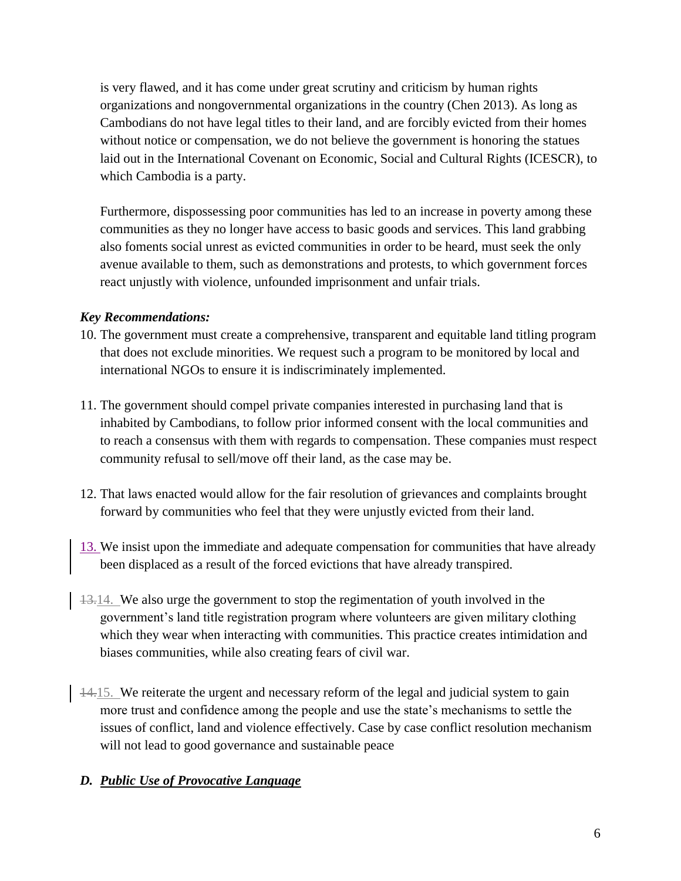is very flawed, and it has come under great scrutiny and criticism by human rights organizations and nongovernmental organizations in the country (Chen 2013). As long as Cambodians do not have legal titles to their land, and are forcibly evicted from their homes without notice or compensation, we do not believe the government is honoring the statues laid out in the International Covenant on Economic, Social and Cultural Rights (ICESCR), to which Cambodia is a party.

Furthermore, dispossessing poor communities has led to an increase in poverty among these communities as they no longer have access to basic goods and services. This land grabbing also foments social unrest as evicted communities in order to be heard, must seek the only avenue available to them, such as demonstrations and protests, to which government forces react unjustly with violence, unfounded imprisonment and unfair trials.

***Key Recommendations:***

10. The government must create a comprehensive, transparent and equitable land titling program that does not exclude minorities. We request such a program to be monitored by local and international NGOs to ensure it is indiscriminately implemented.

11. The government should compel private companies interested in purchasing land that is inhabited by Cambodians, to follow prior informed consent with the local communities and to reach a consensus with them with regards to compensation. These companies must respect community refusal to sell/move off their land, as the case may be.

12. That laws enacted would allow for the fair resolution of grievances and complaints brought forward by communities who feel that they were unjustly evicted from their land.

13. We insist upon the immediate and adequate compensation for communities that have already been displaced as a result of the forced evictions that have already transpired.

14. We also urge the government to stop the regimentation of youth involved in the government's land title registration program where volunteers are given military clothing which they wear when interacting with communities. This practice creates intimidation and biases communities, while also creating fears of civil war.

15. We reiterate the urgent and necessary reform of the legal and judicial system to gain more trust and confidence among the people and use the state's mechanisms to settle the issues of conflict, land and violence effectively. Case by case conflict resolution mechanism will not lead to good governance and sustainable peace

### *D. Public Use of Provocative Language*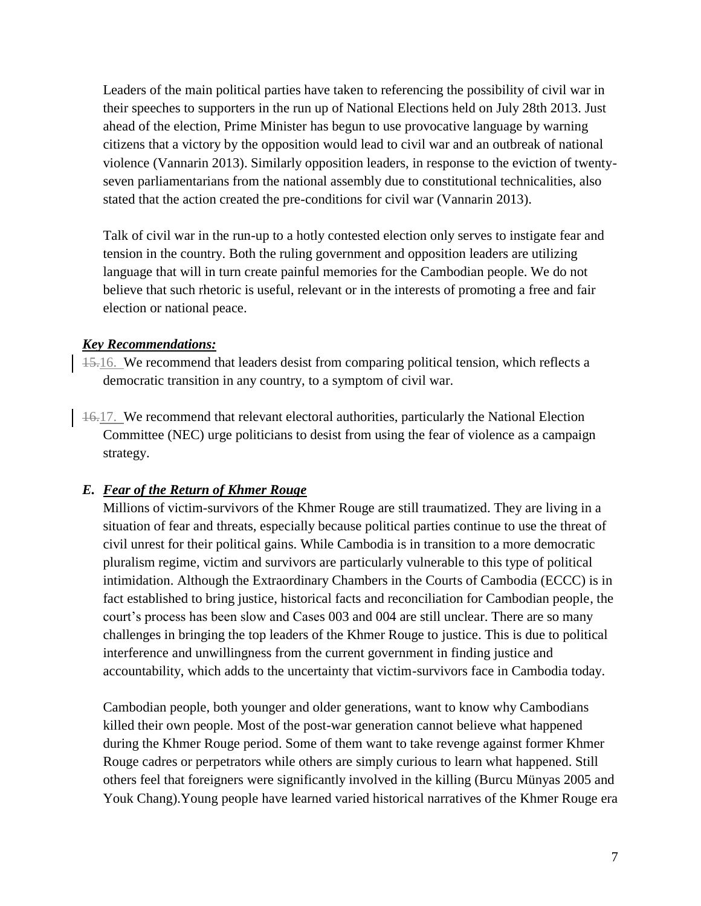Leaders of the main political parties have taken to referencing the possibility of civil war in their speeches to supporters in the run up of National Elections held on July 28th 2013. Just ahead of the election, Prime Minister has begun to use provocative language by warning citizens that a victory by the opposition would lead to civil war and an outbreak of national violence (Vannarin 2013). Similarly opposition leaders, in response to the eviction of twenty-seven parliamentarians from the national assembly due to constitutional technicalities, also stated that the action created the pre-conditions for civil war (Vannarin 2013).

Talk of civil war in the run-up to a hotly contested election only serves to instigate fear and tension in the country. Both the ruling government and opposition leaders are utilizing language that will in turn create painful memories for the Cambodian people. We do not believe that such rhetoric is useful, relevant or in the interests of promoting a free and fair election or national peace.

***Key Recommendations:***

~~15.~~16. We recommend that leaders desist from comparing political tension, which reflects a democratic transition in any country, to a symptom of civil war.

~~16.~~17. We recommend that relevant electoral authorities, particularly the National Election Committee (NEC) urge politicians to desist from using the fear of violence as a campaign strategy.

### *E. Fear of the Return of Khmer Rouge*

Millions of victim-survivors of the Khmer Rouge are still traumatized. They are living in a situation of fear and threats, especially because political parties continue to use the threat of civil unrest for their political gains. While Cambodia is in transition to a more democratic pluralism regime, victim and survivors are particularly vulnerable to this type of political intimidation. Although the Extraordinary Chambers in the Courts of Cambodia (ECCC) is in fact established to bring justice, historical facts and reconciliation for Cambodian people, the court's process has been slow and Cases 003 and 004 are still unclear. There are so many challenges in bringing the top leaders of the Khmer Rouge to justice. This is due to political interference and unwillingness from the current government in finding justice and accountability, which adds to the uncertainty that victim-survivors face in Cambodia today.

Cambodian people, both younger and older generations, want to know why Cambodians killed their own people. Most of the post-war generation cannot believe what happened during the Khmer Rouge period. Some of them want to take revenge against former Khmer Rouge cadres or perpetrators while others are simply curious to learn what happened. Still others feel that foreigners were significantly involved in the killing (Burcu Münyas 2005 and Youk Chang).Young people have learned varied historical narratives of the Khmer Rouge era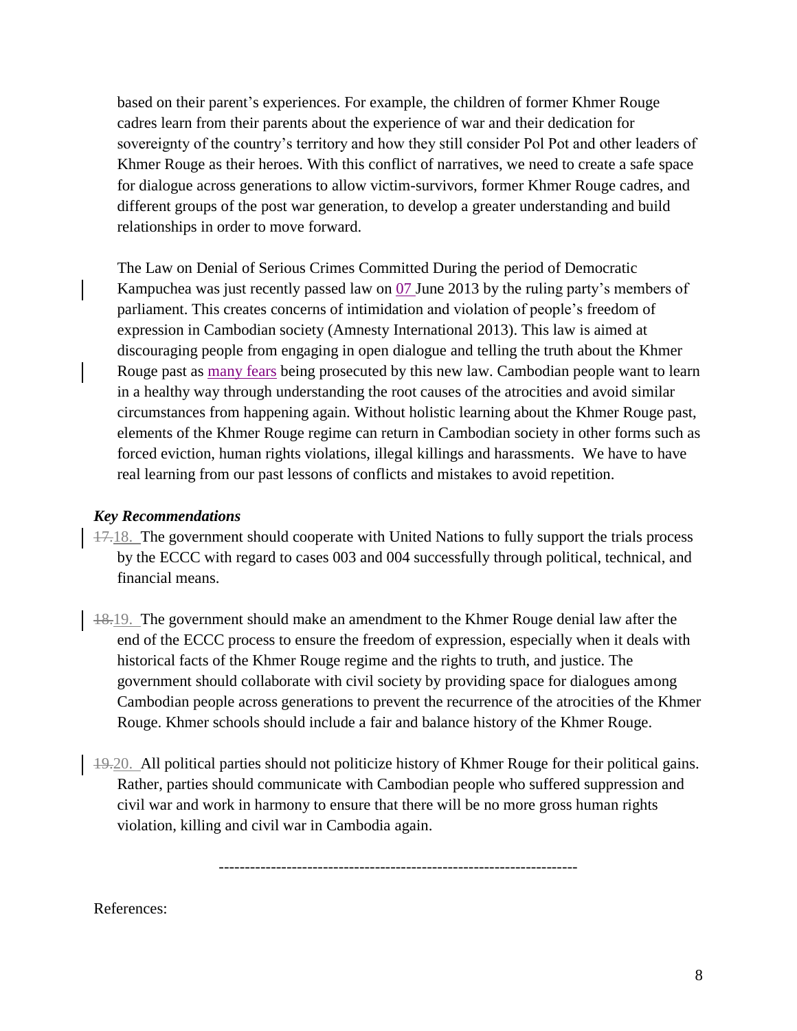based on their parent's experiences. For example, the children of former Khmer Rouge cadres learn from their parents about the experience of war and their dedication for sovereignty of the country's territory and how they still consider Pol Pot and other leaders of Khmer Rouge as their heroes. With this conflict of narratives, we need to create a safe space for dialogue across generations to allow victim-survivors, former Khmer Rouge cadres, and different groups of the post war generation, to develop a greater understanding and build relationships in order to move forward.

The Law on Denial of Serious Crimes Committed During the period of Democratic Kampuchea was just recently passed law on 07 June 2013 by the ruling party's members of parliament. This creates concerns of intimidation and violation of people's freedom of expression in Cambodian society (Amnesty International 2013). This law is aimed at discouraging people from engaging in open dialogue and telling the truth about the Khmer Rouge past as many fears being prosecuted by this new law. Cambodian people want to learn in a healthy way through understanding the root causes of the atrocities and avoid similar circumstances from happening again. Without holistic learning about the Khmer Rouge past, elements of the Khmer Rouge regime can return in Cambodian society in other forms such as forced eviction, human rights violations, illegal killings and harassments. We have to have real learning from our past lessons of conflicts and mistakes to avoid repetition.

### *Key Recommendations*

18. The government should cooperate with United Nations to fully support the trials process by the ECCC with regard to cases 003 and 004 successfully through political, technical, and financial means.

19. The government should make an amendment to the Khmer Rouge denial law after the end of the ECCC process to ensure the freedom of expression, especially when it deals with historical facts of the Khmer Rouge regime and the rights to truth, and justice. The government should collaborate with civil society by providing space for dialogues among Cambodian people across generations to prevent the recurrence of the atrocities of the Khmer Rouge. Khmer schools should include a fair and balance history of the Khmer Rouge.

20. All political parties should not politicize history of Khmer Rouge for their political gains. Rather, parties should communicate with Cambodian people who suffered suppression and civil war and work in harmony to ensure that there will be no more gross human rights violation, killing and civil war in Cambodia again.

---

References: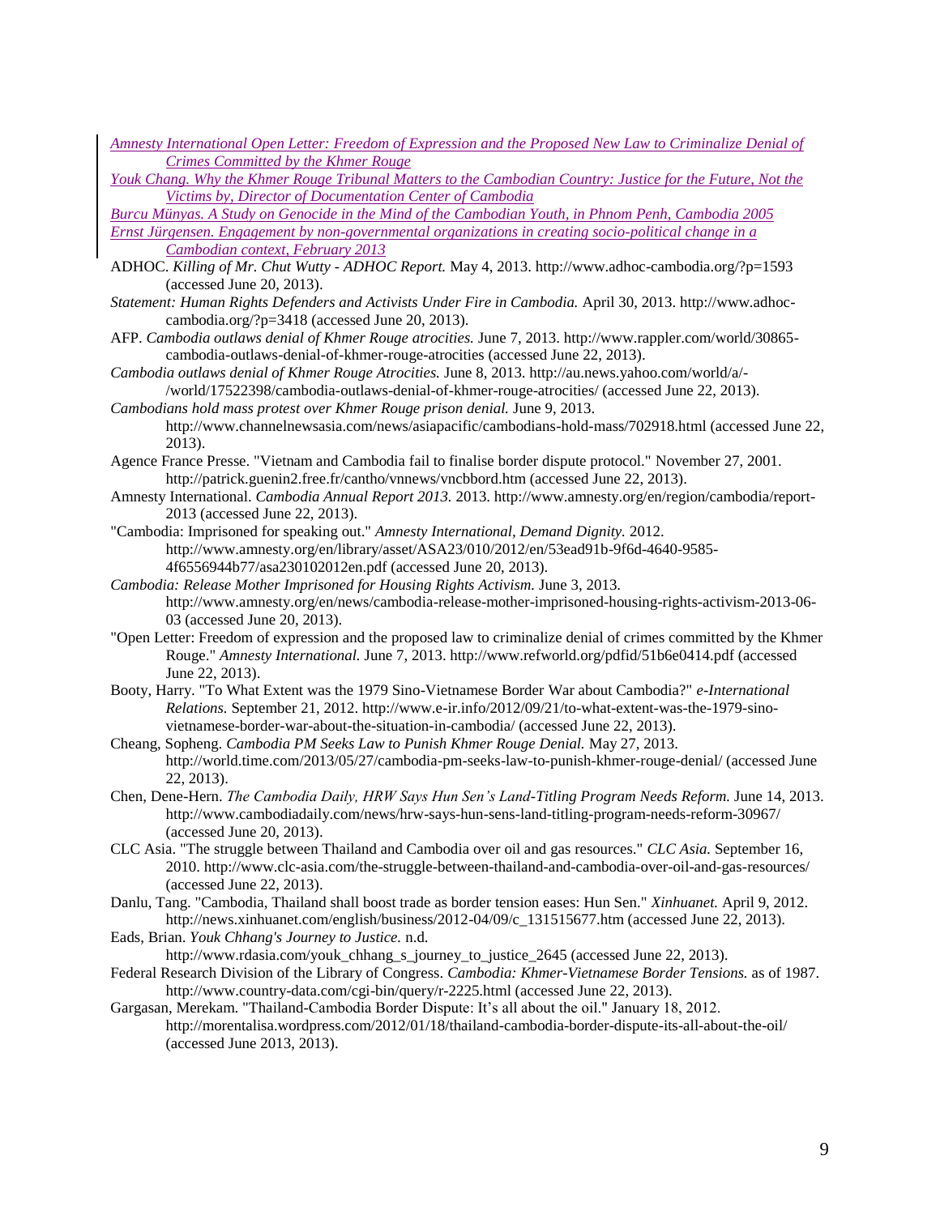*Amnesty International Open Letter: Freedom of Expression and the Proposed New Law to Criminalize Denial of Crimes Committed by the Khmer Rouge*

*Youk Chang. Why the Khmer Rouge Tribunal Matters to the Cambodian Country: Justice for the Future, Not the Victims by, Director of Documentation Center of Cambodia*

*Burcu Münyas. A Study on Genocide in the Mind of the Cambodian Youth, in Phnom Penh, Cambodia 2005*

*Ernst Jürgensen. Engagement by non-governmental organizations in creating socio-political change in a Cambodian context, February 2013*

ADHOC. *Killing of Mr. Chut Wutty - ADHOC Report.* May 4, 2013. http://www.adhoc-cambodia.org/?p=1593 (accessed June 20, 2013).

*Statement: Human Rights Defenders and Activists Under Fire in Cambodia.* April 30, 2013. http://www.adhoc-cambodia.org/?p=3418 (accessed June 20, 2013).

AFP. *Cambodia outlaws denial of Khmer Rouge atrocities.* June 7, 2013. http://www.rappler.com/world/30865-cambodia-outlaws-denial-of-khmer-rouge-atrocities (accessed June 22, 2013).

*Cambodia outlaws denial of Khmer Rouge Atrocities.* June 8, 2013. http://au.news.yahoo.com/world/a/-/world/17522398/cambodia-outlaws-denial-of-khmer-rouge-atrocities/ (accessed June 22, 2013).

*Cambodians hold mass protest over Khmer Rouge prison denial.* June 9, 2013. http://www.channelnewsasia.com/news/asiapacific/cambodians-hold-mass/702918.html (accessed June 22, 2013).

Agence France Presse. "Vietnam and Cambodia fail to finalise border dispute protocol." November 27, 2001. http://patrick.guenin2.free.fr/cantho/vnnews/vncbbord.htm (accessed June 22, 2013).

Amnesty International. *Cambodia Annual Report 2013.* 2013. http://www.amnesty.org/en/region/cambodia/report-2013 (accessed June 22, 2013).

"Cambodia: Imprisoned for speaking out." *Amnesty International, Demand Dignity.* 2012. http://www.amnesty.org/en/library/asset/ASA23/010/2012/en/53ead91b-9f6d-4640-9585-4f6556944b77/asa230102012en.pdf (accessed June 20, 2013).

*Cambodia: Release Mother Imprisoned for Housing Rights Activism.* June 3, 2013. http://www.amnesty.org/en/news/cambodia-release-mother-imprisoned-housing-rights-activism-2013-06-03 (accessed June 20, 2013).

"Open Letter: Freedom of expression and the proposed law to criminalize denial of crimes committed by the Khmer Rouge." *Amnesty International.* June 7, 2013. http://www.refworld.org/pdfid/51b6e0414.pdf (accessed June 22, 2013).

Booty, Harry. "To What Extent was the 1979 Sino-Vietnamese Border War about Cambodia?" *e-International Relations.* September 21, 2012. http://www.e-ir.info/2012/09/21/to-what-extent-was-the-1979-sino-vietnamese-border-war-about-the-situation-in-cambodia/ (accessed June 22, 2013).

Cheang, Sopheng. *Cambodia PM Seeks Law to Punish Khmer Rouge Denial.* May 27, 2013. http://world.time.com/2013/05/27/cambodia-pm-seeks-law-to-punish-khmer-rouge-denial/ (accessed June 22, 2013).

Chen, Dene-Hern. *The Cambodia Daily, HRW Says Hun Sen's Land-Titling Program Needs Reform.* June 14, 2013. http://www.cambodiadaily.com/news/hrw-says-hun-sens-land-titling-program-needs-reform-30967/ (accessed June 20, 2013).

CLC Asia. "The struggle between Thailand and Cambodia over oil and gas resources." *CLC Asia.* September 16, 2010. http://www.clc-asia.com/the-struggle-between-thailand-and-cambodia-over-oil-and-gas-resources/ (accessed June 22, 2013).

Danlu, Tang. "Cambodia, Thailand shall boost trade as border tension eases: Hun Sen." *Xinhuanet.* April 9, 2012. http://news.xinhuanet.com/english/business/2012-04/09/c_131515677.htm (accessed June 22, 2013).

Eads, Brian. *Youk Chhang's Journey to Justice.* n.d. http://www.rdasia.com/youk_chhang_s_journey_to_justice_2645 (accessed June 22, 2013).

Federal Research Division of the Library of Congress. *Cambodia: Khmer-Vietnamese Border Tensions.* as of 1987. http://www.country-data.com/cgi-bin/query/r-2225.html (accessed June 22, 2013).

Gargasan, Merekam. "Thailand-Cambodia Border Dispute: It's all about the oil." January 18, 2012. http://morentalisa.wordpress.com/2012/01/18/thailand-cambodia-border-dispute-its-all-about-the-oil/ (accessed June 2013, 2013).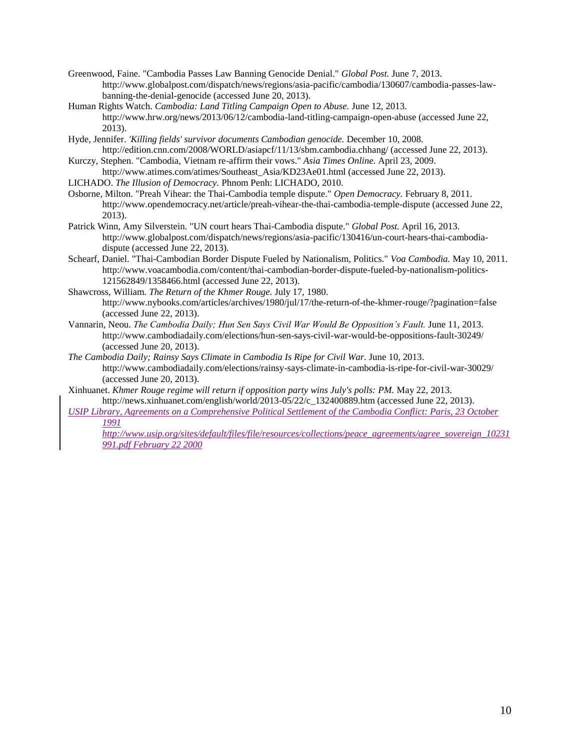Greenwood, Faine. "Cambodia Passes Law Banning Genocide Denial." *Global Post.* June 7, 2013. http://www.globalpost.com/dispatch/news/regions/asia-pacific/cambodia/130607/cambodia-passes-law-banning-the-denial-genocide (accessed June 20, 2013).

Human Rights Watch. *Cambodia: Land Titling Campaign Open to Abuse.* June 12, 2013. http://www.hrw.org/news/2013/06/12/cambodia-land-titling-campaign-open-abuse (accessed June 22, 2013).

Hyde, Jennifer. *'Killing fields' survivor documents Cambodian genocide.* December 10, 2008. http://edition.cnn.com/2008/WORLD/asiapcf/11/13/sbm.cambodia.chhang/ (accessed June 22, 2013).

Kurczy, Stephen. "Cambodia, Vietnam re-affirm their vows." *Asia Times Online.* April 23, 2009. http://www.atimes.com/atimes/Southeast_Asia/KD23Ae01.html (accessed June 22, 2013).

LICHADO. *The Illusion of Democracy.* Phnom Penh: LICHADO, 2010.

Osborne, Milton. "Preah Vihear: the Thai-Cambodia temple dispute." *Open Democracy.* February 8, 2011. http://www.opendemocracy.net/article/preah-vihear-the-thai-cambodia-temple-dispute (accessed June 22, 2013).

Patrick Winn, Amy Silverstein. "UN court hears Thai-Cambodia dispute." *Global Post.* April 16, 2013. http://www.globalpost.com/dispatch/news/regions/asia-pacific/130416/un-court-hears-thai-cambodia-dispute (accessed June 22, 2013).

Schearf, Daniel. "Thai-Cambodian Border Dispute Fueled by Nationalism, Politics." *Voa Cambodia.* May 10, 2011. http://www.voacambodia.com/content/thai-cambodian-border-dispute-fueled-by-nationalism-politics-121562849/1358466.html (accessed June 22, 2013).

Shawcross, William. *The Return of the Khmer Rouge.* July 17, 1980. http://www.nybooks.com/articles/archives/1980/jul/17/the-return-of-the-khmer-rouge/?pagination=false (accessed June 22, 2013).

Vannarin, Neou. *The Cambodia Daily; Hun Sen Says Civil War Would Be Opposition's Fault.* June 11, 2013. http://www.cambodiadaily.com/elections/hun-sen-says-civil-war-would-be-oppositions-fault-30249/ (accessed June 20, 2013).

*The Cambodia Daily; Rainsy Says Climate in Cambodia Is Ripe for Civil War.* June 10, 2013. http://www.cambodiadaily.com/elections/rainsy-says-climate-in-cambodia-is-ripe-for-civil-war-30029/ (accessed June 20, 2013).

Xinhuanet. *Khmer Rouge regime will return if opposition party wins July's polls: PM.* May 22, 2013. http://news.xinhuanet.com/english/world/2013-05/22/c_132400889.htm (accessed June 22, 2013).

*USIP Library, Agreements on a Comprehensive Political Settlement of the Cambodia Conflict: Paris, 23 October 1991* *http://www.usip.org/sites/default/files/file/resources/collections/peace_agreements/agree_sovereign_10231991.pdf February 22 2000*